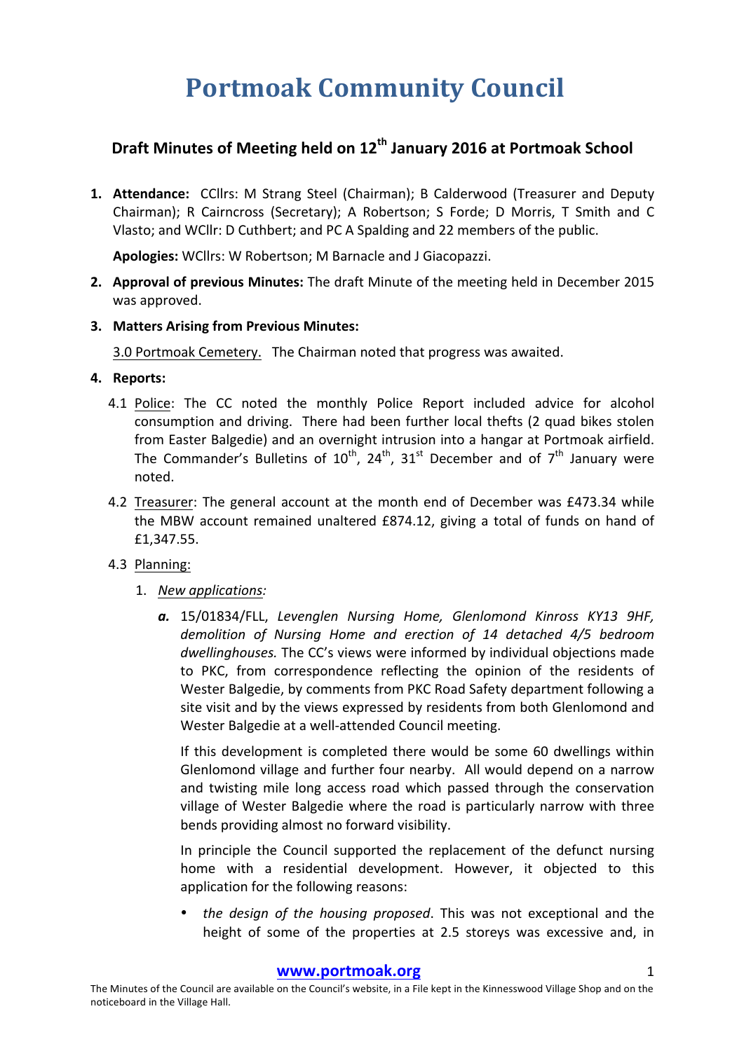# Portmoak Community Council

## Draft Minutes of Meeting held on 12th January 2016 at Portmoak School

1. **Attendance:** CCllrs: M Strang Steel (Chairman); B Calderwood (Treasurer and Deputy Chairman); R Cairncross (Secretary); A Robertson; S Forde; D Morris, T Smith and C Vlasto; and WCllr: D Cuthbert; and PC A Spalding and 22 members of the public.

   **Apologies:** WCllrs: W Robertson; M Barnacle and J Giacopazzi.

2. **Approval of previous Minutes:** The draft Minute of the meeting held in December 2015 was approved.

3. **Matters Arising from Previous Minutes:**

   3.0 Portmoak Cemetery. The Chairman noted that progress was awaited.

4. **Reports:**

   4.1 Police: The CC noted the monthly Police Report included advice for alcohol consumption and driving. There had been further local thefts (2 quad bikes stolen from Easter Balgedie) and an overnight intrusion into a hangar at Portmoak airfield. The Commander's Bulletins of 10th, 24th, 31st December and of 7th January were noted.

   4.2 Treasurer: The general account at the month end of December was £473.34 while the MBW account remained unaltered £874.12, giving a total of funds on hand of £1,347.55.

   4.3 Planning:

   1. *New applications:*

      ***a.*** 15/01834/FLL, *Levenglen Nursing Home, Glenlomond Kinross KY13 9HF, demolition of Nursing Home and erection of 14 detached 4/5 bedroom dwellinghouses.* The CC's views were informed by individual objections made to PKC, from correspondence reflecting the opinion of the residents of Wester Balgedie, by comments from PKC Road Safety department following a site visit and by the views expressed by residents from both Glenlomond and Wester Balgedie at a well-attended Council meeting.

      If this development is completed there would be some 60 dwellings within Glenlomond village and further four nearby. All would depend on a narrow and twisting mile long access road which passed through the conservation village of Wester Balgedie where the road is particularly narrow with three bends providing almost no forward visibility.

      In principle the Council supported the replacement of the defunct nursing home with a residential development. However, it objected to this application for the following reasons:

      - *the design of the housing proposed*. This was not exceptional and the height of some of the properties at 2.5 storeys was excessive and, in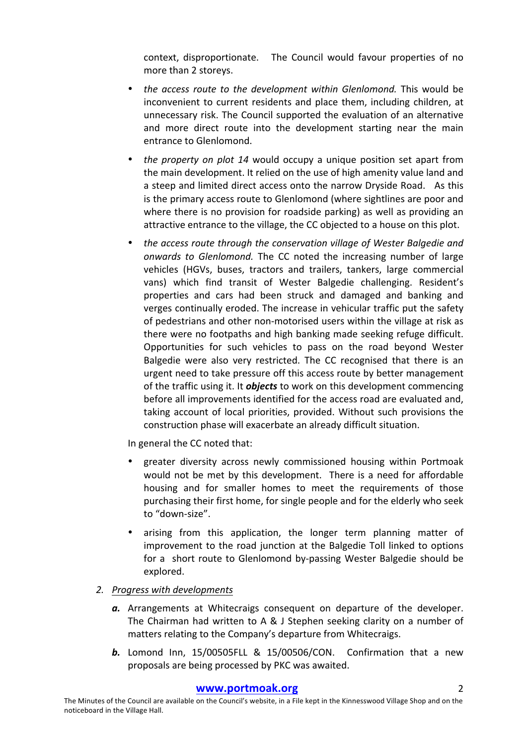context, disproportionate. The Council would favour properties of no more than 2 storeys.

- *the access route to the development within Glenlomond.* This would be inconvenient to current residents and place them, including children, at unnecessary risk. The Council supported the evaluation of an alternative and more direct route into the development starting near the main entrance to Glenlomond.

- *the property on plot 14* would occupy a unique position set apart from the main development. It relied on the use of high amenity value land and a steep and limited direct access onto the narrow Dryside Road. As this is the primary access route to Glenlomond (where sightlines are poor and where there is no provision for roadside parking) as well as providing an attractive entrance to the village, the CC objected to a house on this plot.

- *the access route through the conservation village of Wester Balgedie and onwards to Glenlomond.* The CC noted the increasing number of large vehicles (HGVs, buses, tractors and trailers, tankers, large commercial vans) which find transit of Wester Balgedie challenging. Resident's properties and cars had been struck and damaged and banking and verges continually eroded. The increase in vehicular traffic put the safety of pedestrians and other non-motorised users within the village at risk as there were no footpaths and high banking made seeking refuge difficult. Opportunities for such vehicles to pass on the road beyond Wester Balgedie were also very restricted. The CC recognised that there is an urgent need to take pressure off this access route by better management of the traffic using it. It ***objects*** to work on this development commencing before all improvements identified for the access road are evaluated and, taking account of local priorities, provided. Without such provisions the construction phase will exacerbate an already difficult situation.

In general the CC noted that:

- greater diversity across newly commissioned housing within Portmoak would not be met by this development. There is a need for affordable housing and for smaller homes to meet the requirements of those purchasing their first home, for single people and for the elderly who seek to "down-size".

- arising from this application, the longer term planning matter of improvement to the road junction at the Balgedie Toll linked to options for a short route to Glenlomond by-passing Wester Balgedie should be explored.

2. <u>*Progress with developments*</u>

   ***a.*** Arrangements at Whitecraigs consequent on departure of the developer. The Chairman had written to A & J Stephen seeking clarity on a number of matters relating to the Company's departure from Whitecraigs.

   ***b.*** Lomond Inn, 15/00505FLL & 15/00506/CON. Confirmation that a new proposals are being processed by PKC was awaited.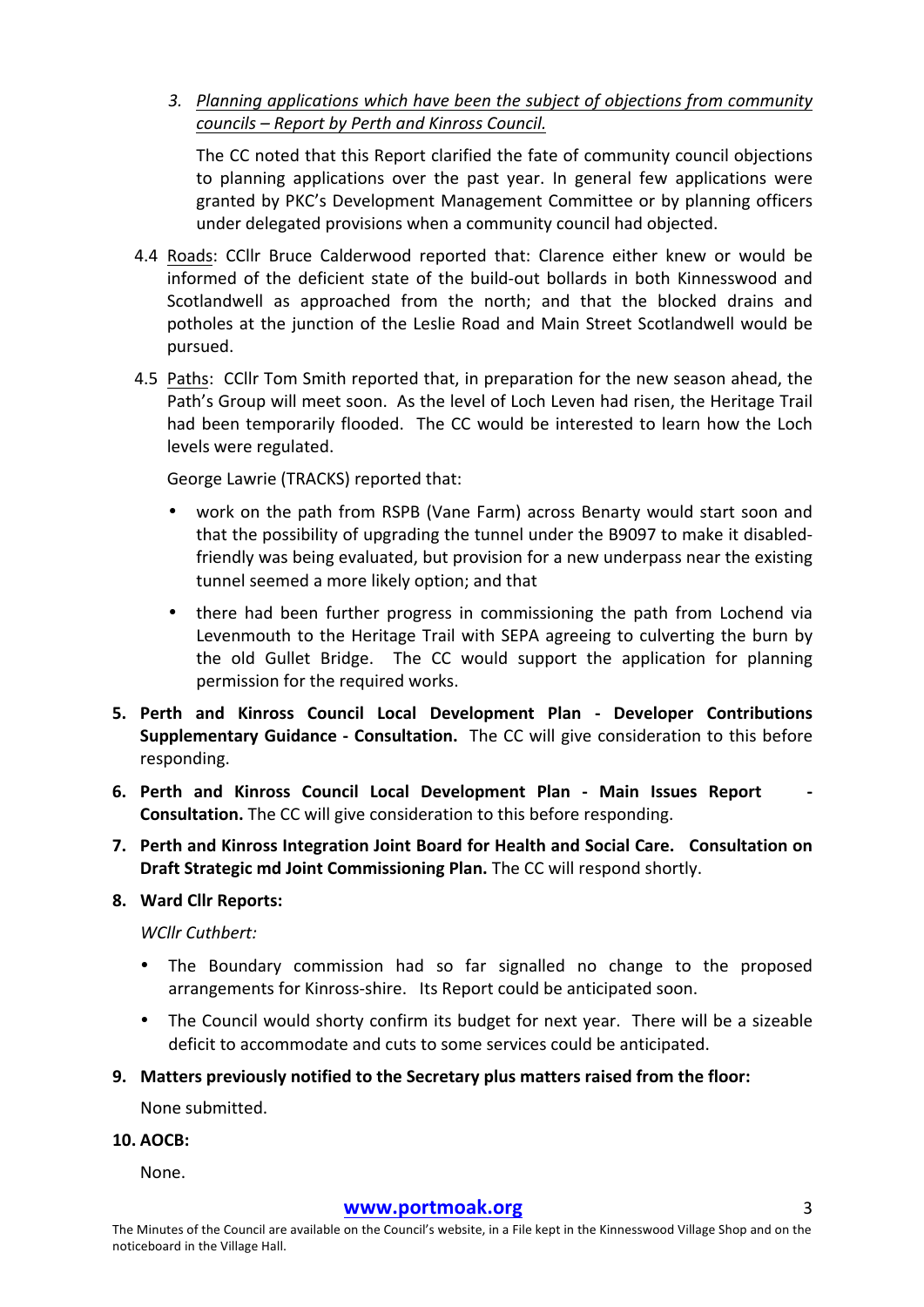3. *Planning applications which have been the subject of objections from community councils – Report by Perth and Kinross Council.*

   The CC noted that this Report clarified the fate of community council objections to planning applications over the past year. In general few applications were granted by PKC's Development Management Committee or by planning officers under delegated provisions when a community council had objected.

4.4 Roads: CCllr Bruce Calderwood reported that: Clarence either knew or would be informed of the deficient state of the build-out bollards in both Kinnesswood and Scotlandwell as approached from the north; and that the blocked drains and potholes at the junction of the Leslie Road and Main Street Scotlandwell would be pursued.

4.5 Paths: CCllr Tom Smith reported that, in preparation for the new season ahead, the Path's Group will meet soon. As the level of Loch Leven had risen, the Heritage Trail had been temporarily flooded. The CC would be interested to learn how the Loch levels were regulated.

George Lawrie (TRACKS) reported that:

- work on the path from RSPB (Vane Farm) across Benarty would start soon and that the possibility of upgrading the tunnel under the B9097 to make it disabled-friendly was being evaluated, but provision for a new underpass near the existing tunnel seemed a more likely option; and that
- there had been further progress in commissioning the path from Lochend via Levenmouth to the Heritage Trail with SEPA agreeing to culverting the burn by the old Gullet Bridge. The CC would support the application for planning permission for the required works.

5. **Perth and Kinross Council Local Development Plan - Developer Contributions Supplementary Guidance - Consultation.** The CC will give consideration to this before responding.

6. **Perth and Kinross Council Local Development Plan - Main Issues Report - Consultation.** The CC will give consideration to this before responding.

7. **Perth and Kinross Integration Joint Board for Health and Social Care. Consultation on Draft Strategic md Joint Commissioning Plan.** The CC will respond shortly.

8. **Ward Cllr Reports:**

   *WCllr Cuthbert:*

   - The Boundary commission had so far signalled no change to the proposed arrangements for Kinross-shire. Its Report could be anticipated soon.
   - The Council would shorty confirm its budget for next year. There will be a sizeable deficit to accommodate and cuts to some services could be anticipated.

9. **Matters previously notified to the Secretary plus matters raised from the floor:**

   None submitted.

10. **AOCB:**

    None.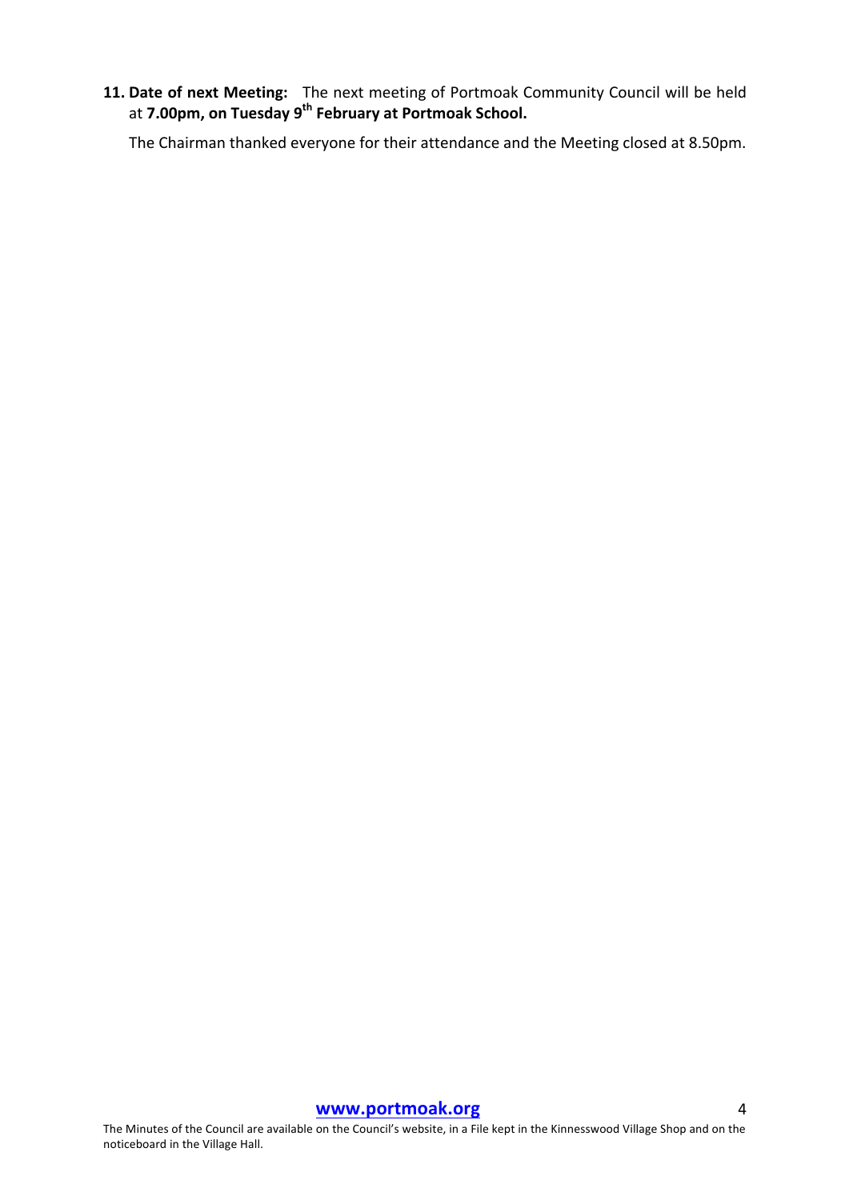11. **Date of next Meeting:** The next meeting of Portmoak Community Council will be held at **7.00pm, on Tuesday 9th February at Portmoak School.**

    The Chairman thanked everyone for their attendance and the Meeting closed at 8.50pm.